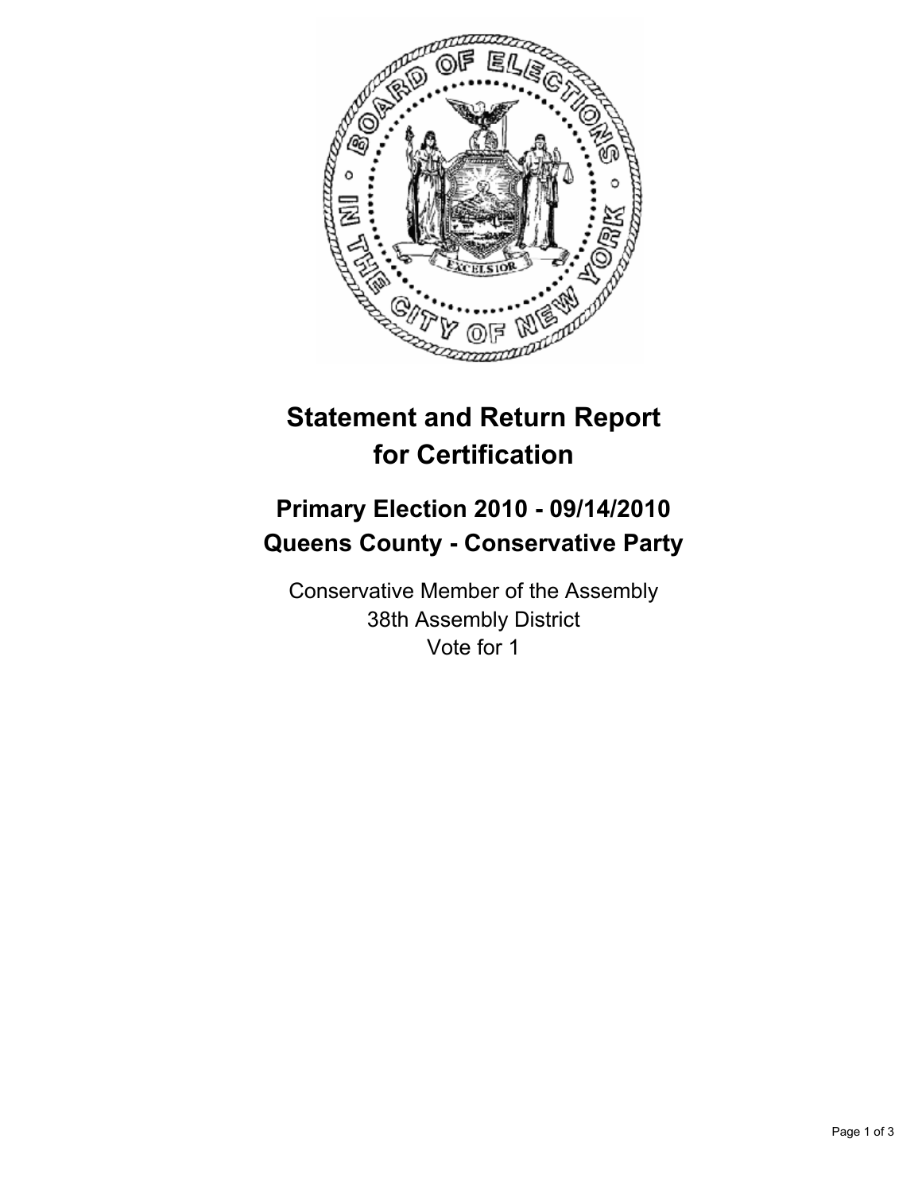# Statement and Return Report for Certification

## Primary Election 2010 - 09/14/2010
## Queens County - Conservative Party

Conservative Member of the Assembly
38th Assembly District
Vote for 1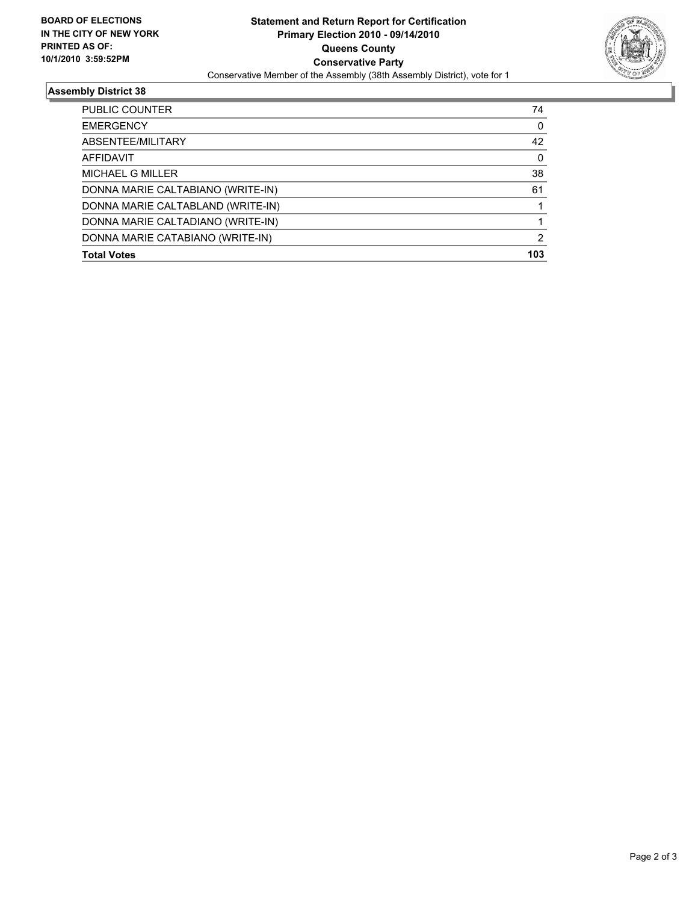**BOARD OF ELECTIONS IN THE CITY OF NEW YORK PRINTED AS OF: 10/1/2010 3:59:52PM**

# Statement and Return Report for Certification
## Primary Election 2010 - 09/14/2010
## Queens County
## Conservative Party
Conservative Member of the Assembly (38th Assembly District), vote for 1

### Assembly District 38

| | |
|---|---|
| PUBLIC COUNTER | 74 |
| EMERGENCY | 0 |
| ABSENTEE/MILITARY | 42 |
| AFFIDAVIT | 0 |
| MICHAEL G MILLER | 38 |
| DONNA MARIE CALTABIANO (WRITE-IN) | 61 |
| DONNA MARIE CALTABLAND (WRITE-IN) | 1 |
| DONNA MARIE CALTADIANO (WRITE-IN) | 1 |
| DONNA MARIE CATABIANO (WRITE-IN) | 2 |
| **Total Votes** | **103** |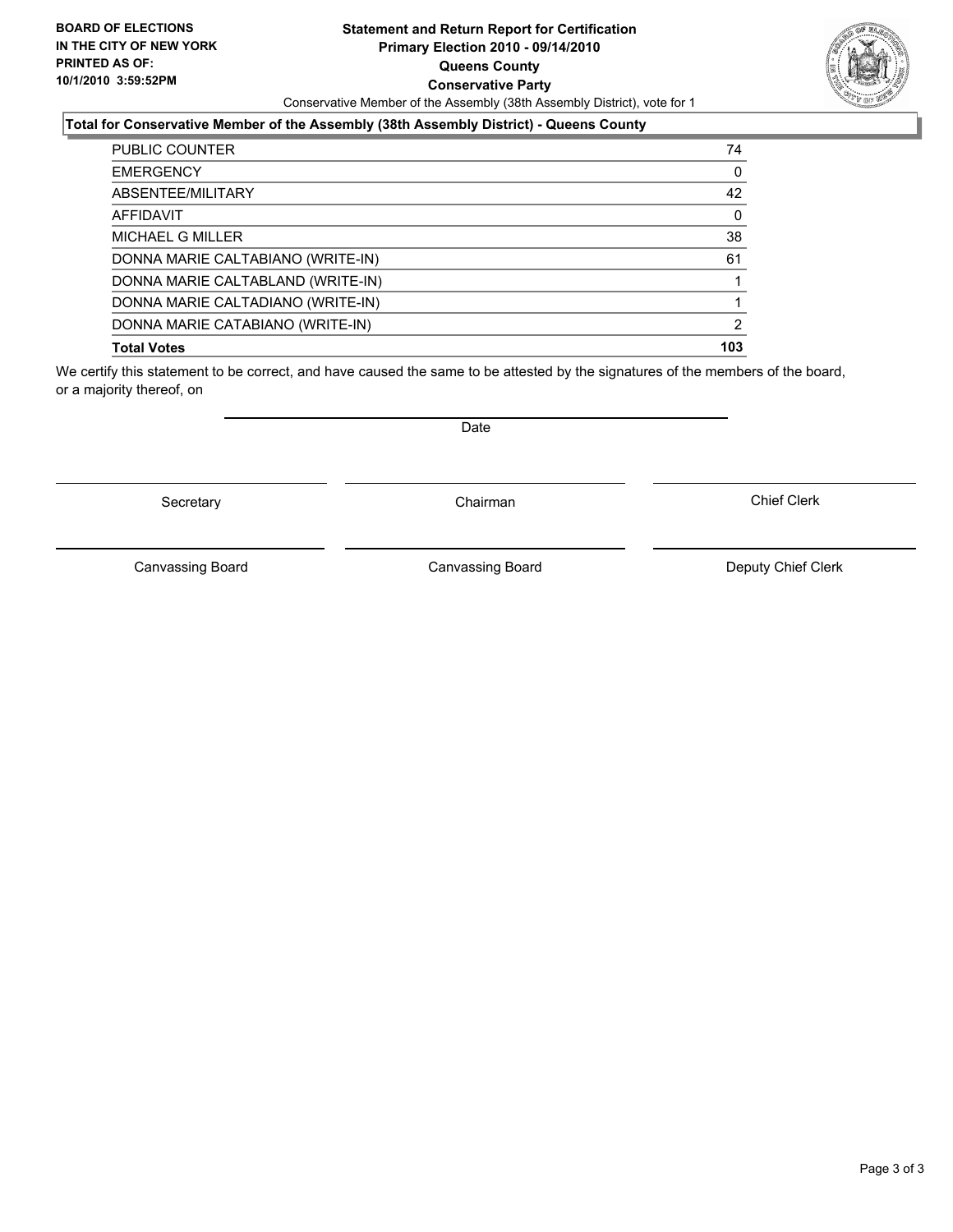**BOARD OF ELECTIONS IN THE CITY OF NEW YORK PRINTED AS OF: 10/1/2010 3:59:52PM**

# Statement and Return Report for Certification
## Primary Election 2010 - 09/14/2010
## Queens County
## Conservative Party

Conservative Member of the Assembly (38th Assembly District), vote for 1

### Total for Conservative Member of the Assembly (38th Assembly District) - Queens County

| | |
|---|---|
| PUBLIC COUNTER | 74 |
| EMERGENCY | 0 |
| ABSENTEE/MILITARY | 42 |
| AFFIDAVIT | 0 |
| MICHAEL G MILLER | 38 |
| DONNA MARIE CALTABIANO (WRITE-IN) | 61 |
| DONNA MARIE CALTABLAND (WRITE-IN) | 1 |
| DONNA MARIE CALTADIANO (WRITE-IN) | 1 |
| DONNA MARIE CATABIANO (WRITE-IN) | 2 |
| **Total Votes** | **103** |

We certify this statement to be correct, and have caused the same to be attested by the signatures of the members of the board, or a majority thereof, on

Date

Secretary

Chairman

Chief Clerk

Canvassing Board

Canvassing Board

Deputy Chief Clerk